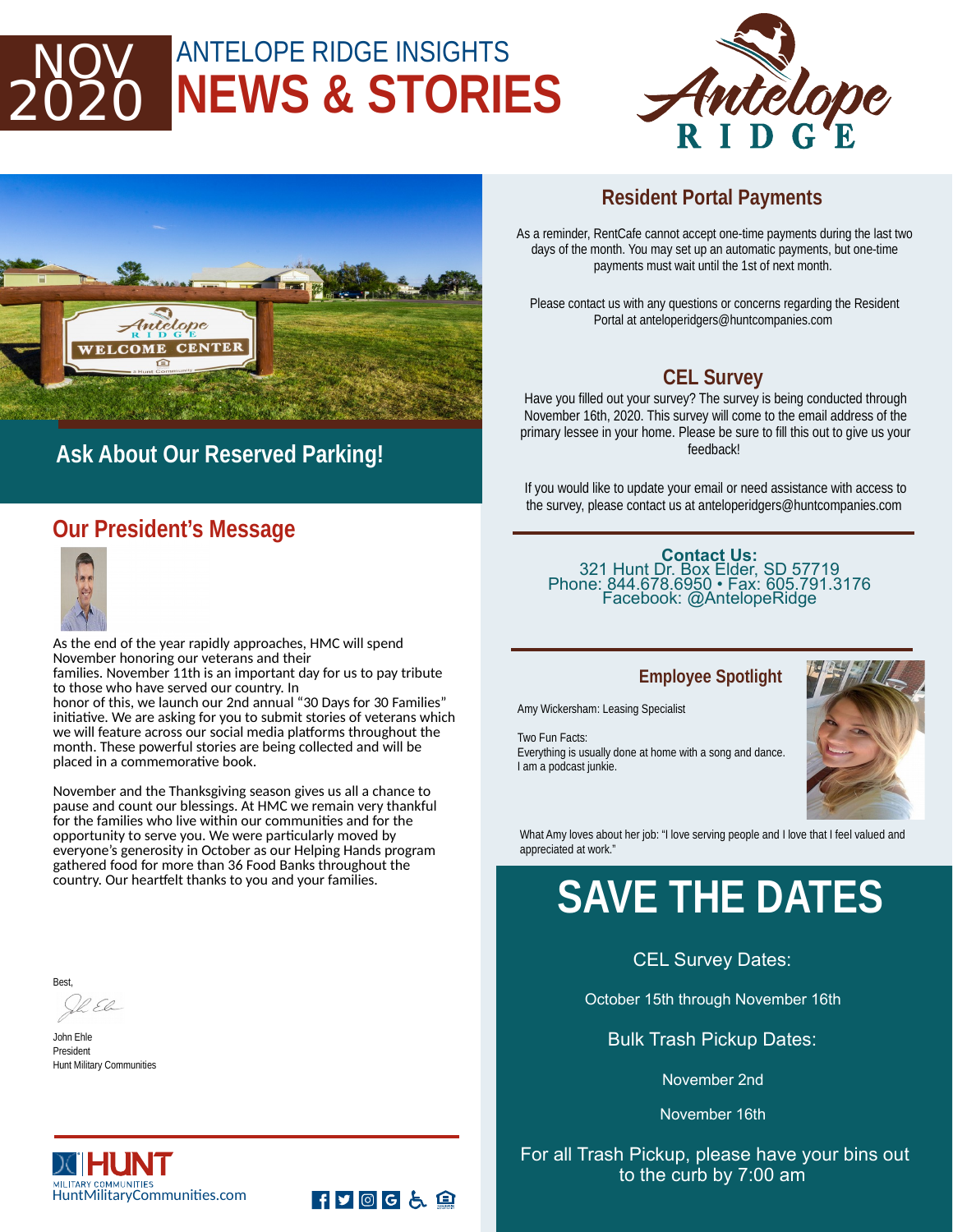# NOV 2020 ANTELOPE RIDGE INSIGHTS
# NEWS & STORIES

## Ask About Our Reserved Parking!

## Our President's Message

As the end of the year rapidly approaches, HMC will spend November honoring our veterans and their families. November 11th is an important day for us to pay tribute to those who have served our country. In honor of this, we launch our 2nd annual "30 Days for 30 Families" initiative. We are asking for you to submit stories of veterans which we will feature across our social media platforms throughout the month. These powerful stories are being collected and will be placed in a commemorative book.

November and the Thanksgiving season gives us all a chance to pause and count our blessings. At HMC we remain very thankful for the families who live within our communities and for the opportunity to serve you. We were particularly moved by everyone's generosity in October as our Helping Hands program gathered food for more than 36 Food Banks throughout the country. Our heartfelt thanks to you and your families.

Best,

John Ehle
President
Hunt Military Communities

HUNT MILITARY COMMUNITIES
HuntMilitaryCommunities.com

## Resident Portal Payments

As a reminder, RentCafe cannot accept one-time payments during the last two days of the month. You may set up an automatic payments, but one-time payments must wait until the 1st of next month.

Please contact us with any questions or concerns regarding the Resident Portal at anteloperidgers@huntcompanies.com

## CEL Survey

Have you filled out your survey? The survey is being conducted through November 16th, 2020. This survey will come to the email address of the primary lessee in your home. Please be sure to fill this out to give us your feedback!

If you would like to update your email or need assistance with access to the survey, please contact us at anteloperidgers@huntcompanies.com

**Contact Us:**
321 Hunt Dr. Box Elder, SD 57719
Phone: 844.678.6950 • Fax: 605.791.3176
Facebook: @AntelopeRidge

## Employee Spotlight

Amy Wickersham: Leasing Specialist

Two Fun Facts:
Everything is usually done at home with a song and dance.
I am a podcast junkie.

What Amy loves about her job: "I love serving people and I love that I feel valued and appreciated at work."

# SAVE THE DATES

CEL Survey Dates:

October 15th through November 16th

Bulk Trash Pickup Dates:

November 2nd

November 16th

For all Trash Pickup, please have your bins out to the curb by 7:00 am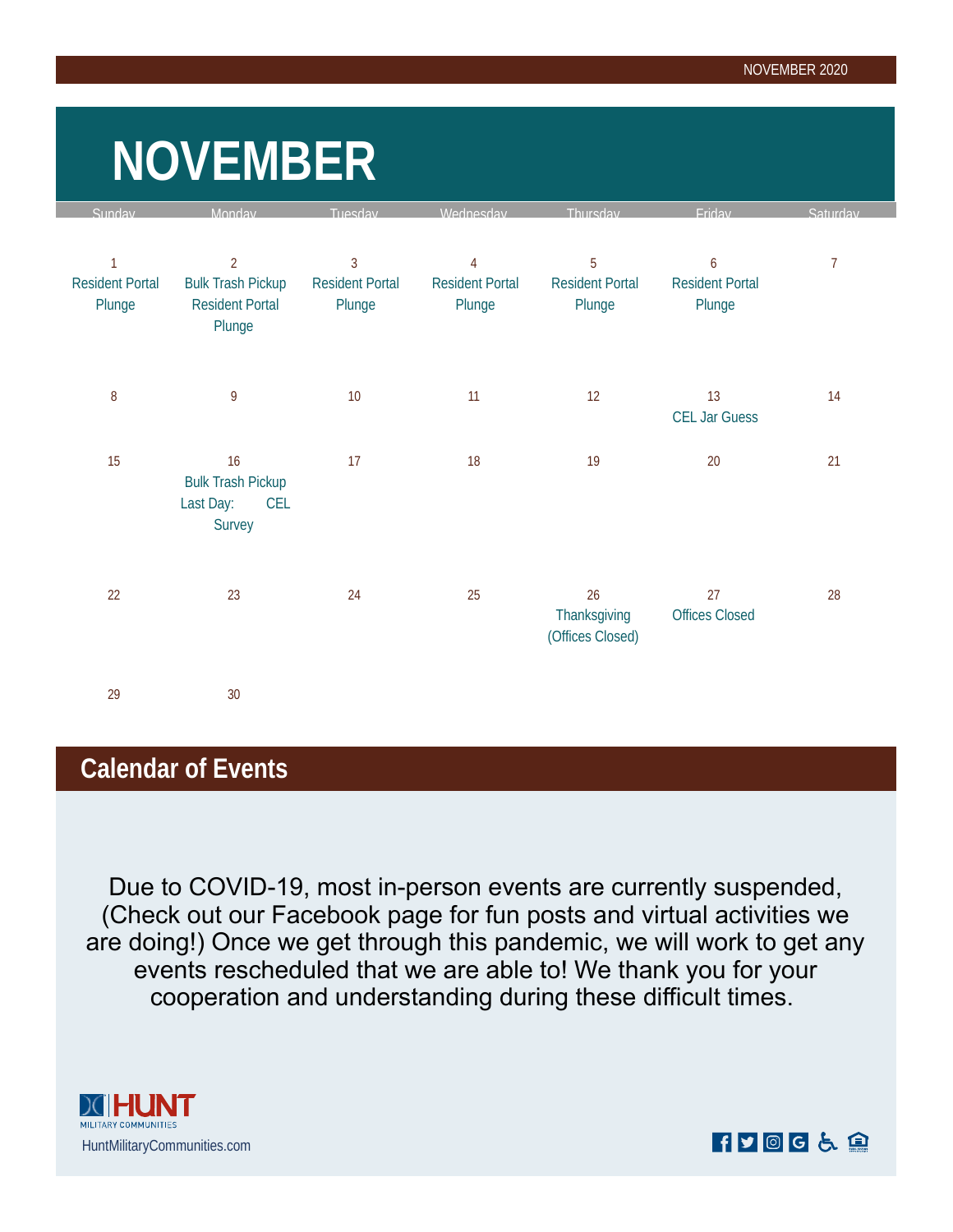# NOVEMBER

| Sunday | Monday | Tuesday | Wednesday | Thursday | Friday | Saturday |
|---|---|---|---|---|---|---|
| 1 Resident Portal Plunge | 2 Bulk Trash Pickup Resident Portal Plunge | 3 Resident Portal Plunge | 4 Resident Portal Plunge | 5 Resident Portal Plunge | 6 Resident Portal Plunge | 7 |
| 8 | 9 | 10 | 11 | 12 | 13 CEL Jar Guess | 14 |
| 15 | 16 Bulk Trash Pickup Last Day: CEL Survey | 17 | 18 | 19 | 20 | 21 |
| 22 | 23 | 24 | 25 | 26 Thanksgiving (Offices Closed) | 27 Offices Closed | 28 |
| 29 | 30 | | | | | |

## Calendar of Events

Due to COVID-19, most in-person events are currently suspended, (Check out our Facebook page for fun posts and virtual activities we are doing!) Once we get through this pandemic, we will work to get any events rescheduled that we are able to! We thank you for your cooperation and understanding during these difficult times.

HUNT MILITARY COMMUNITIES

HuntMilitaryCommunities.com